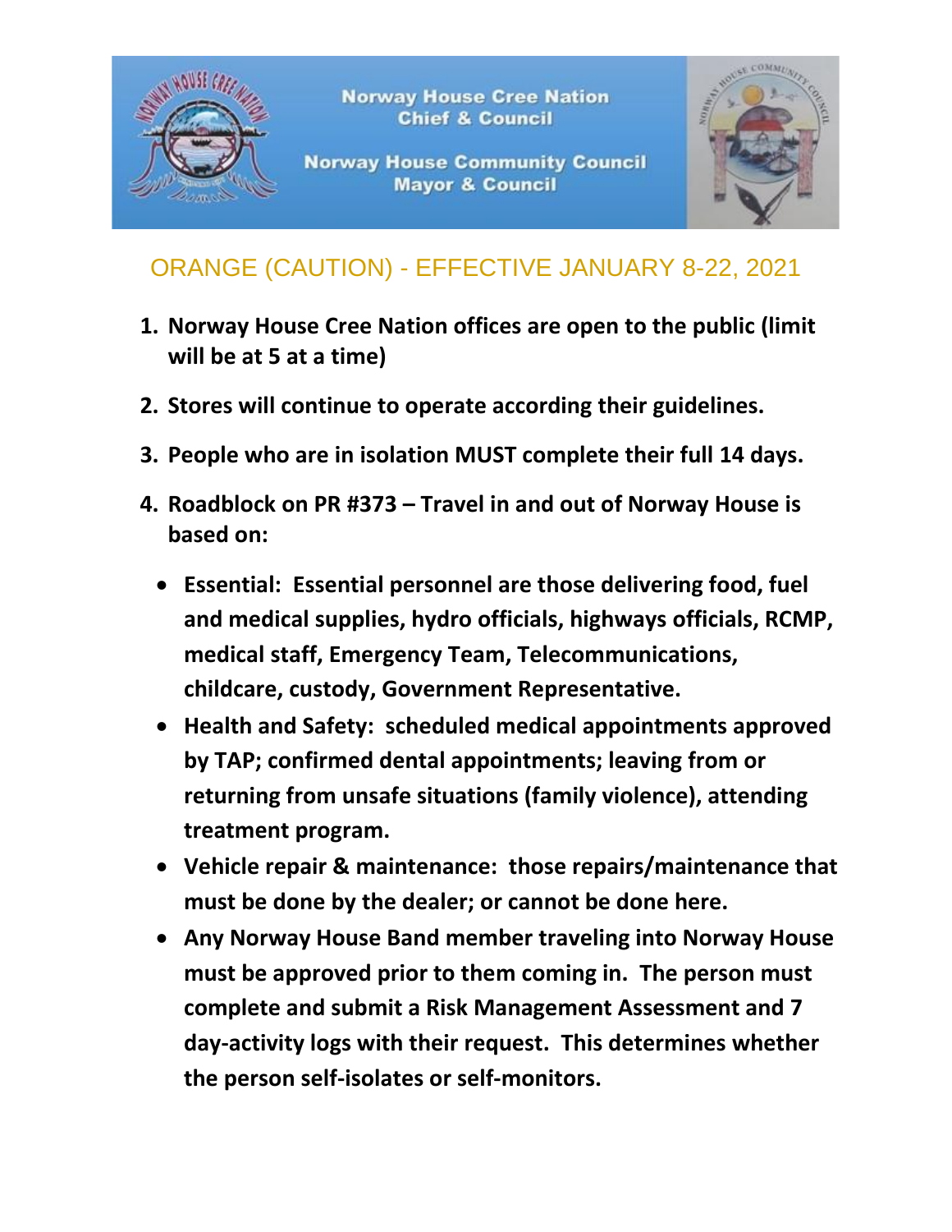Norway House Cree Nation
Chief & Council

Norway House Community Council
Mayor & Council

## ORANGE (CAUTION) - EFFECTIVE JANUARY 8-22, 2021

1. **Norway House Cree Nation offices are open to the public (limit will be at 5 at a time)**
2. **Stores will continue to operate according their guidelines.**
3. **People who are in isolation MUST complete their full 14 days.**
4. **Roadblock on PR #373 – Travel in and out of Norway House is based on:**
   - **Essential: Essential personnel are those delivering food, fuel and medical supplies, hydro officials, highways officials, RCMP, medical staff, Emergency Team, Telecommunications, childcare, custody, Government Representative.**
   - **Health and Safety: scheduled medical appointments approved by TAP; confirmed dental appointments; leaving from or returning from unsafe situations (family violence), attending treatment program.**
   - **Vehicle repair & maintenance: those repairs/maintenance that must be done by the dealer; or cannot be done here.**
   - **Any Norway House Band member traveling into Norway House must be approved prior to them coming in. The person must complete and submit a Risk Management Assessment and 7 day-activity logs with their request. This determines whether the person self-isolates or self-monitors.**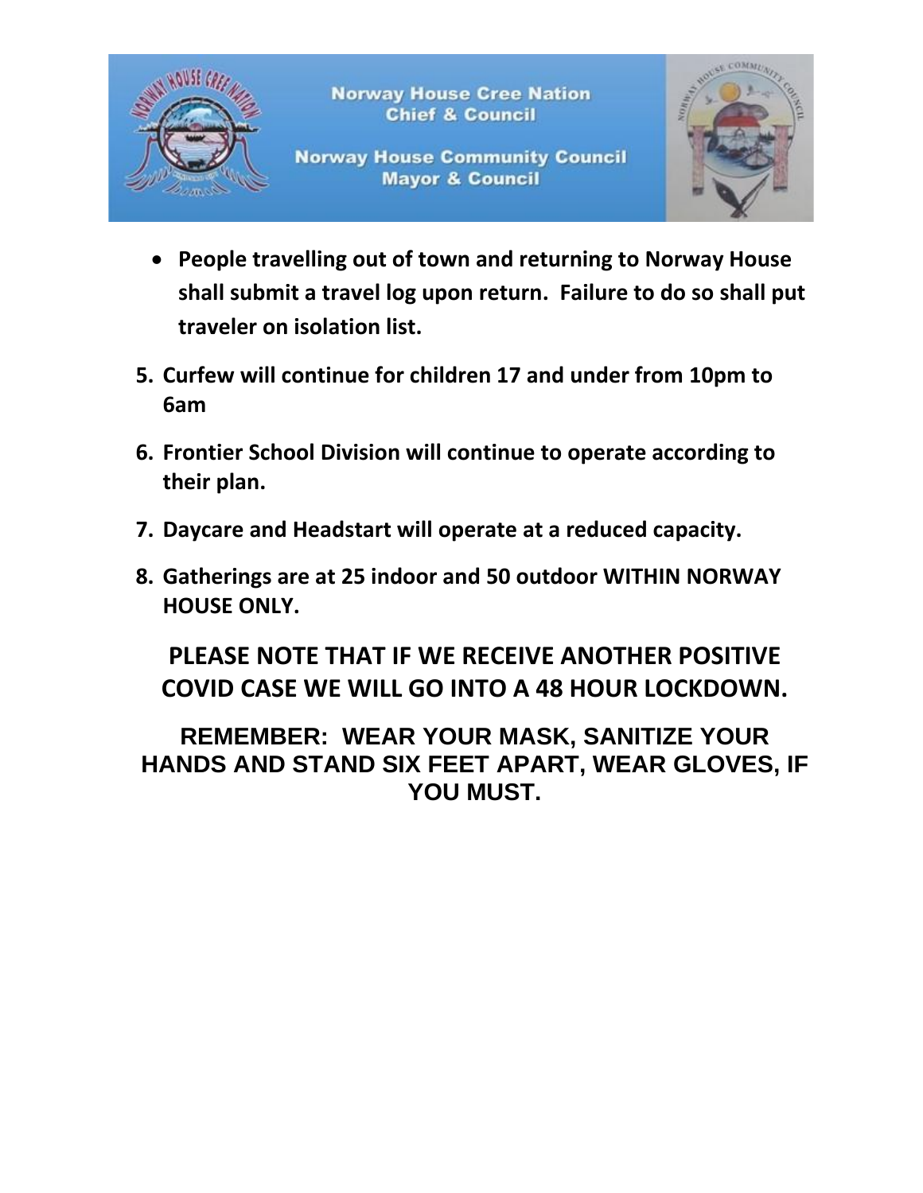Norway House Cree Nation
Chief & Council

Norway House Community Council
Mayor & Council

- **People travelling out of town and returning to Norway House shall submit a travel log upon return. Failure to do so shall put traveler on isolation list.**

5. **Curfew will continue for children 17 and under from 10pm to 6am**
6. **Frontier School Division will continue to operate according to their plan.**
7. **Daycare and Headstart will operate at a reduced capacity.**
8. **Gatherings are at 25 indoor and 50 outdoor WITHIN NORWAY HOUSE ONLY.**

**PLEASE NOTE THAT IF WE RECEIVE ANOTHER POSITIVE COVID CASE WE WILL GO INTO A 48 HOUR LOCKDOWN.**

**REMEMBER: WEAR YOUR MASK, SANITIZE YOUR HANDS AND STAND SIX FEET APART, WEAR GLOVES, IF YOU MUST.**